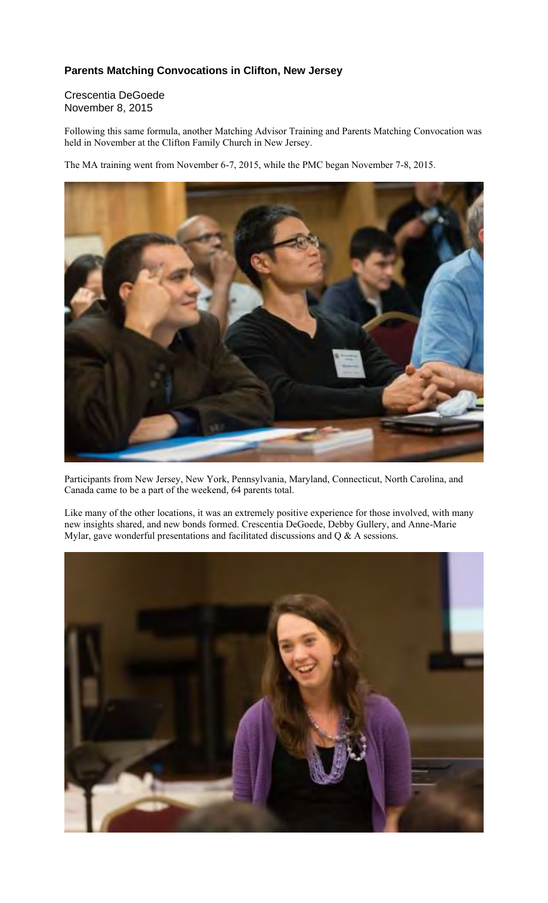### **Parents Matching Convocations in Clifton, New Jersey**

Crescentia DeGoede
November 8, 2015

Following this same formula, another Matching Advisor Training and Parents Matching Convocation was held in November at the Clifton Family Church in New Jersey.

The MA training went from November 6-7, 2015, while the PMC began November 7-8, 2015.

Participants from New Jersey, New York, Pennsylvania, Maryland, Connecticut, North Carolina, and Canada came to be a part of the weekend, 64 parents total.

Like many of the other locations, it was an extremely positive experience for those involved, with many new insights shared, and new bonds formed. Crescentia DeGoede, Debby Gullery, and Anne-Marie Mylar, gave wonderful presentations and facilitated discussions and Q & A sessions.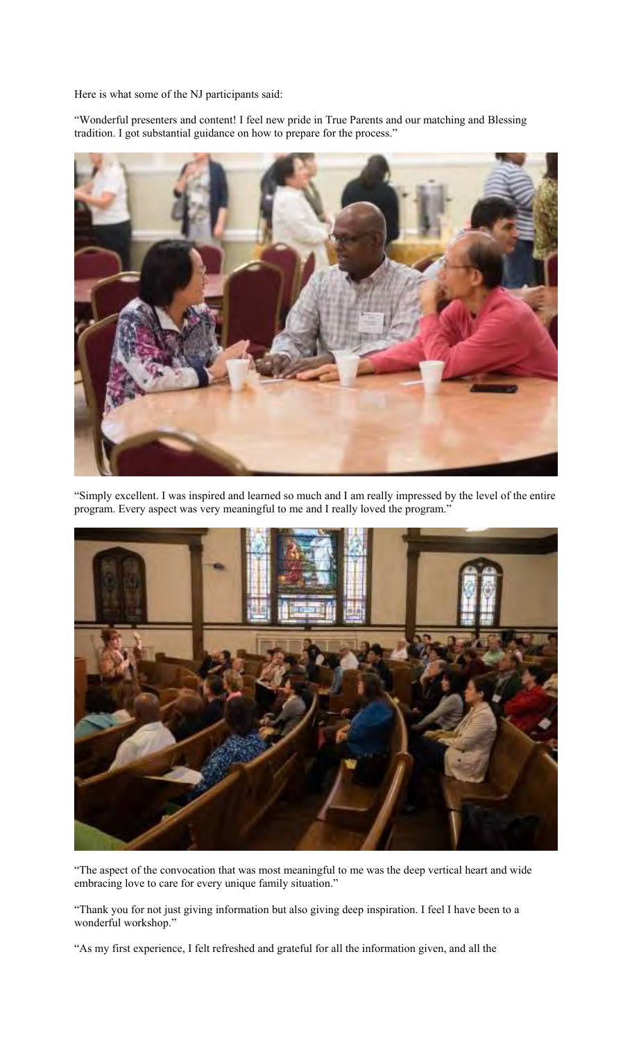Here is what some of the NJ participants said:

"Wonderful presenters and content! I feel new pride in True Parents and our matching and Blessing tradition. I got substantial guidance on how to prepare for the process."

"Simply excellent. I was inspired and learned so much and I am really impressed by the level of the entire program. Every aspect was very meaningful to me and I really loved the program."

"The aspect of the convocation that was most meaningful to me was the deep vertical heart and wide embracing love to care for every unique family situation."

"Thank you for not just giving information but also giving deep inspiration. I feel I have been to a wonderful workshop."

"As my first experience, I felt refreshed and grateful for all the information given, and all the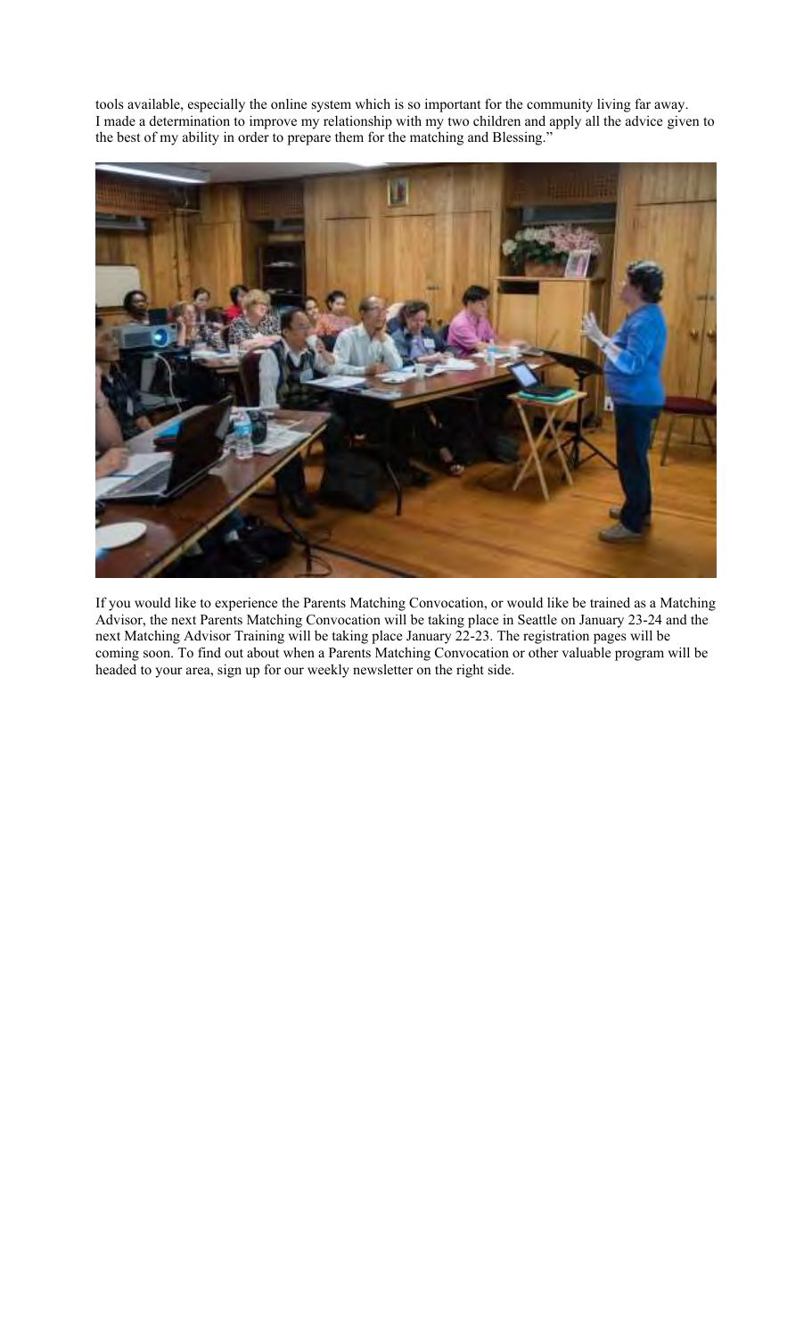tools available, especially the online system which is so important for the community living far away.
I made a determination to improve my relationship with my two children and apply all the advice given to the best of my ability in order to prepare them for the matching and Blessing."

If you would like to experience the Parents Matching Convocation, or would like be trained as a Matching Advisor, the next Parents Matching Convocation will be taking place in Seattle on January 23-24 and the next Matching Advisor Training will be taking place January 22-23. The registration pages will be coming soon. To find out about when a Parents Matching Convocation or other valuable program will be headed to your area, sign up for our weekly newsletter on the right side.